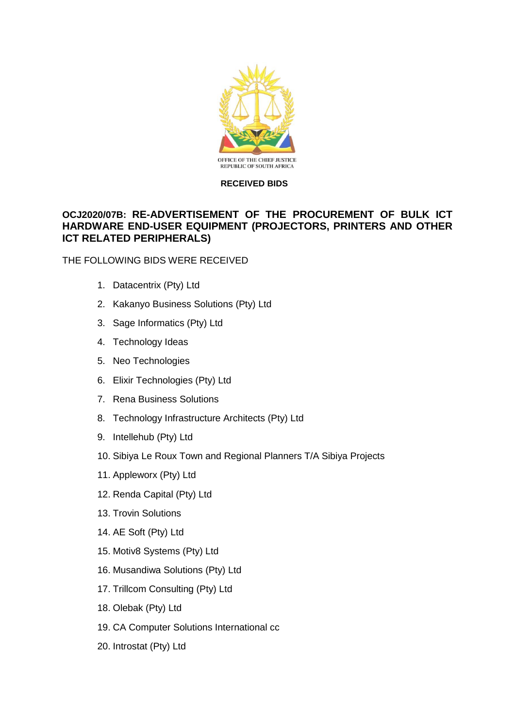OFFICE OF THE CHIEF JUSTICE
REPUBLIC OF SOUTH AFRICA

**RECEIVED BIDS**

## OCJ2020/07B: RE-ADVERTISEMENT OF THE PROCUREMENT OF BULK ICT HARDWARE END-USER EQUIPMENT (PROJECTORS, PRINTERS AND OTHER ICT RELATED PERIPHERALS)

THE FOLLOWING BIDS WERE RECEIVED

1. Datacentrix (Pty) Ltd
2. Kakanyo Business Solutions (Pty) Ltd
3. Sage Informatics (Pty) Ltd
4. Technology Ideas
5. Neo Technologies
6. Elixir Technologies (Pty) Ltd
7. Rena Business Solutions
8. Technology Infrastructure Architects (Pty) Ltd
9. Intellehub (Pty) Ltd
10. Sibiya Le Roux Town and Regional Planners T/A Sibiya Projects
11. Appleworx (Pty) Ltd
12. Renda Capital (Pty) Ltd
13. Trovin Solutions
14. AE Soft (Pty) Ltd
15. Motiv8 Systems (Pty) Ltd
16. Musandiwa Solutions (Pty) Ltd
17. Trillcom Consulting (Pty) Ltd
18. Olebak (Pty) Ltd
19. CA Computer Solutions International cc
20. Introstat (Pty) Ltd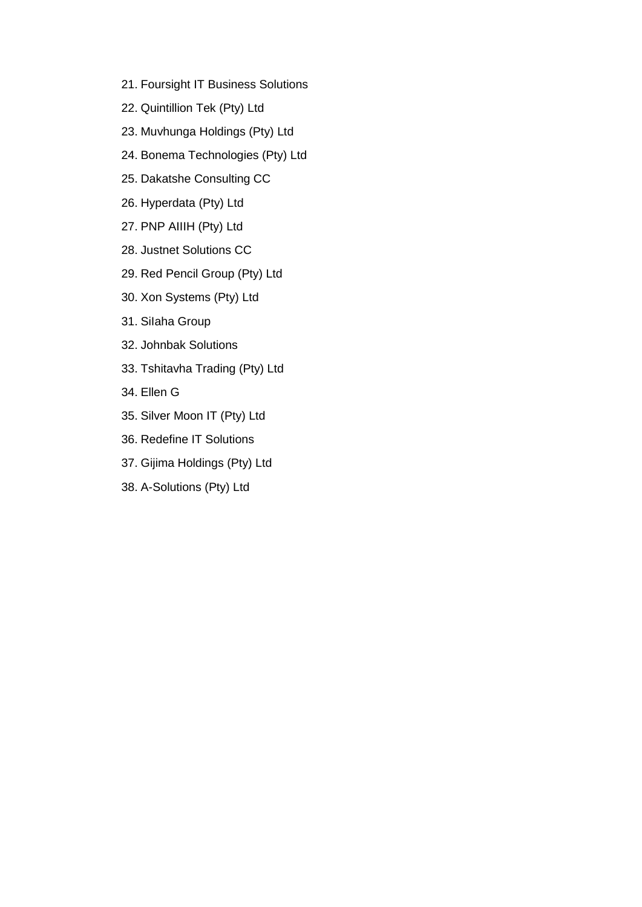21. Foursight IT Business Solutions
22. Quintillion Tek (Pty) Ltd
23. Muvhunga Holdings (Pty) Ltd
24. Bonema Technologies (Pty) Ltd
25. Dakatshe Consulting CC
26. Hyperdata (Pty) Ltd
27. PNP AIIIH (Pty) Ltd
28. Justnet Solutions CC
29. Red Pencil Group (Pty) Ltd
30. Xon Systems (Pty) Ltd
31. SiIaha Group
32. Johnbak Solutions
33. Tshitavha Trading (Pty) Ltd
34. Ellen G
35. Silver Moon IT (Pty) Ltd
36. Redefine IT Solutions
37. Gijima Holdings (Pty) Ltd
38. A-Solutions (Pty) Ltd